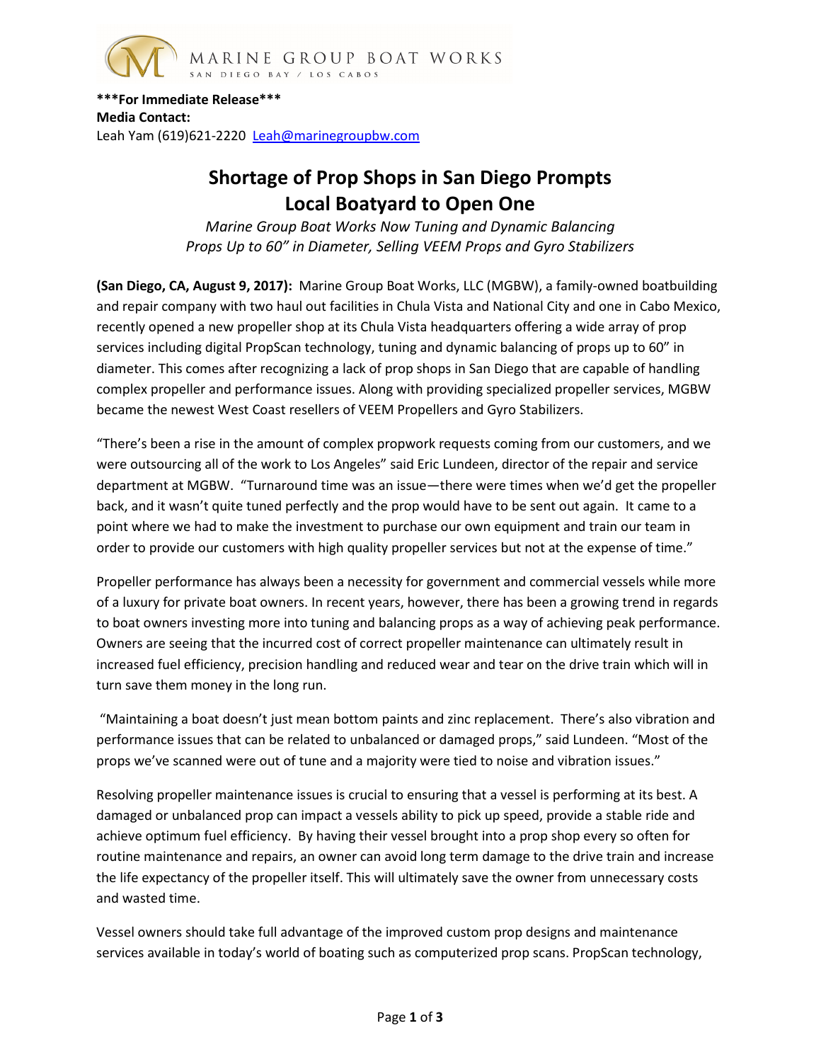MARINE GROUP BOAT WORKS
SAN DIEGO BAY / LOS CABOS

**\*\*\*For Immediate Release\*\*\***
**Media Contact:**
Leah Yam (619)621-2220 Leah@marinegroupbw.com

# Shortage of Prop Shops in San Diego Prompts Local Boatyard to Open One

*Marine Group Boat Works Now Tuning and Dynamic Balancing Props Up to 60" in Diameter, Selling VEEM Props and Gyro Stabilizers*

**(San Diego, CA, August 9, 2017):** Marine Group Boat Works, LLC (MGBW), a family-owned boatbuilding and repair company with two haul out facilities in Chula Vista and National City and one in Cabo Mexico, recently opened a new propeller shop at its Chula Vista headquarters offering a wide array of prop services including digital PropScan technology, tuning and dynamic balancing of props up to 60" in diameter. This comes after recognizing a lack of prop shops in San Diego that are capable of handling complex propeller and performance issues. Along with providing specialized propeller services, MGBW became the newest West Coast resellers of VEEM Propellers and Gyro Stabilizers.

"There's been a rise in the amount of complex propwork requests coming from our customers, and we were outsourcing all of the work to Los Angeles" said Eric Lundeen, director of the repair and service department at MGBW. "Turnaround time was an issue—there were times when we'd get the propeller back, and it wasn't quite tuned perfectly and the prop would have to be sent out again. It came to a point where we had to make the investment to purchase our own equipment and train our team in order to provide our customers with high quality propeller services but not at the expense of time."

Propeller performance has always been a necessity for government and commercial vessels while more of a luxury for private boat owners. In recent years, however, there has been a growing trend in regards to boat owners investing more into tuning and balancing props as a way of achieving peak performance. Owners are seeing that the incurred cost of correct propeller maintenance can ultimately result in increased fuel efficiency, precision handling and reduced wear and tear on the drive train which will in turn save them money in the long run.

"Maintaining a boat doesn't just mean bottom paints and zinc replacement. There's also vibration and performance issues that can be related to unbalanced or damaged props," said Lundeen. "Most of the props we've scanned were out of tune and a majority were tied to noise and vibration issues."

Resolving propeller maintenance issues is crucial to ensuring that a vessel is performing at its best. A damaged or unbalanced prop can impact a vessels ability to pick up speed, provide a stable ride and achieve optimum fuel efficiency. By having their vessel brought into a prop shop every so often for routine maintenance and repairs, an owner can avoid long term damage to the drive train and increase the life expectancy of the propeller itself. This will ultimately save the owner from unnecessary costs and wasted time.

Vessel owners should take full advantage of the improved custom prop designs and maintenance services available in today's world of boating such as computerized prop scans. PropScan technology,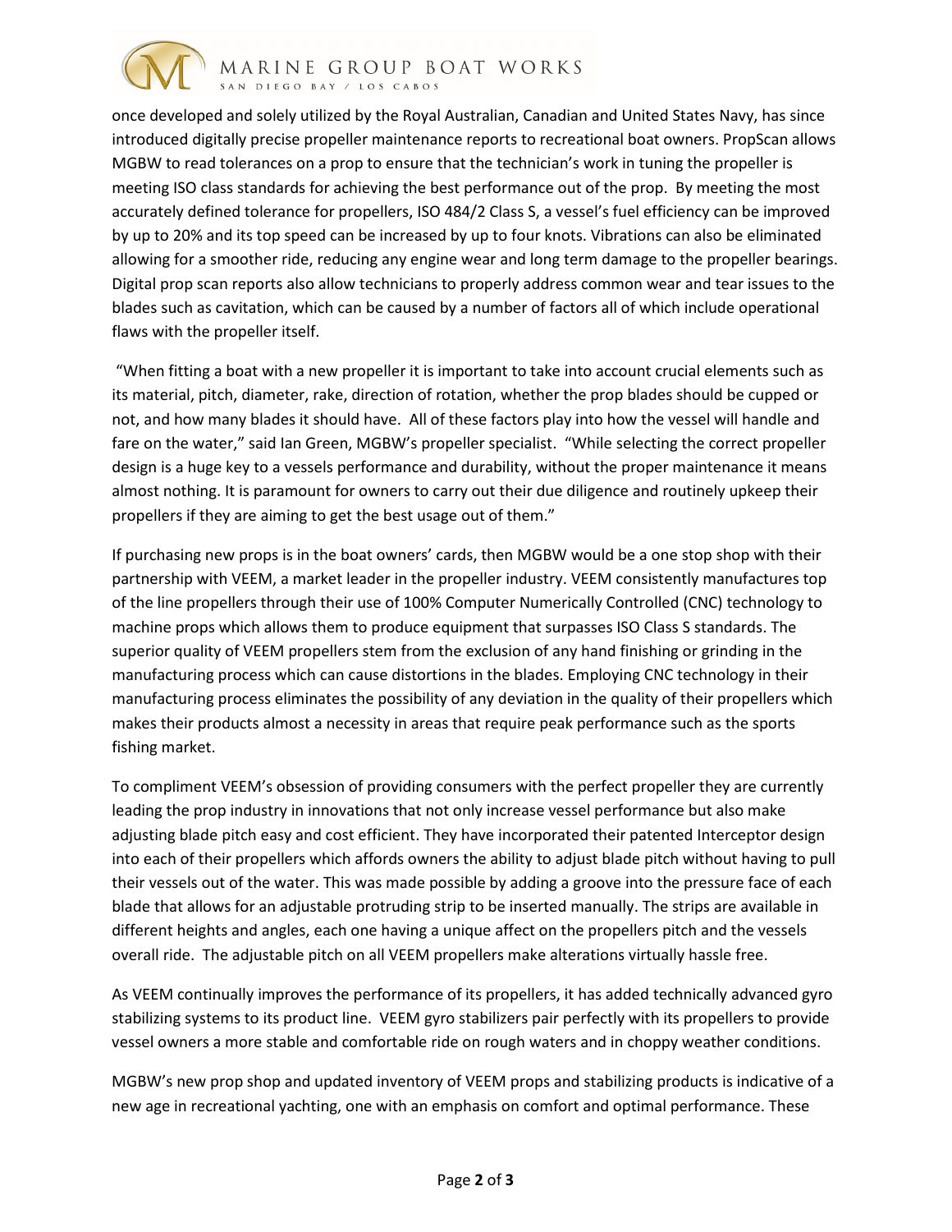once developed and solely utilized by the Royal Australian, Canadian and United States Navy, has since introduced digitally precise propeller maintenance reports to recreational boat owners. PropScan allows MGBW to read tolerances on a prop to ensure that the technician's work in tuning the propeller is meeting ISO class standards for achieving the best performance out of the prop. By meeting the most accurately defined tolerance for propellers, ISO 484/2 Class S, a vessel's fuel efficiency can be improved by up to 20% and its top speed can be increased by up to four knots. Vibrations can also be eliminated allowing for a smoother ride, reducing any engine wear and long term damage to the propeller bearings. Digital prop scan reports also allow technicians to properly address common wear and tear issues to the blades such as cavitation, which can be caused by a number of factors all of which include operational flaws with the propeller itself.

"When fitting a boat with a new propeller it is important to take into account crucial elements such as its material, pitch, diameter, rake, direction of rotation, whether the prop blades should be cupped or not, and how many blades it should have. All of these factors play into how the vessel will handle and fare on the water," said Ian Green, MGBW's propeller specialist. "While selecting the correct propeller design is a huge key to a vessels performance and durability, without the proper maintenance it means almost nothing. It is paramount for owners to carry out their due diligence and routinely upkeep their propellers if they are aiming to get the best usage out of them."

If purchasing new props is in the boat owners' cards, then MGBW would be a one stop shop with their partnership with VEEM, a market leader in the propeller industry. VEEM consistently manufactures top of the line propellers through their use of 100% Computer Numerically Controlled (CNC) technology to machine props which allows them to produce equipment that surpasses ISO Class S standards. The superior quality of VEEM propellers stem from the exclusion of any hand finishing or grinding in the manufacturing process which can cause distortions in the blades. Employing CNC technology in their manufacturing process eliminates the possibility of any deviation in the quality of their propellers which makes their products almost a necessity in areas that require peak performance such as the sports fishing market.

To compliment VEEM's obsession of providing consumers with the perfect propeller they are currently leading the prop industry in innovations that not only increase vessel performance but also make adjusting blade pitch easy and cost efficient. They have incorporated their patented Interceptor design into each of their propellers which affords owners the ability to adjust blade pitch without having to pull their vessels out of the water. This was made possible by adding a groove into the pressure face of each blade that allows for an adjustable protruding strip to be inserted manually. The strips are available in different heights and angles, each one having a unique affect on the propellers pitch and the vessels overall ride. The adjustable pitch on all VEEM propellers make alterations virtually hassle free.

As VEEM continually improves the performance of its propellers, it has added technically advanced gyro stabilizing systems to its product line. VEEM gyro stabilizers pair perfectly with its propellers to provide vessel owners a more stable and comfortable ride on rough waters and in choppy weather conditions.

MGBW's new prop shop and updated inventory of VEEM props and stabilizing products is indicative of a new age in recreational yachting, one with an emphasis on comfort and optimal performance. These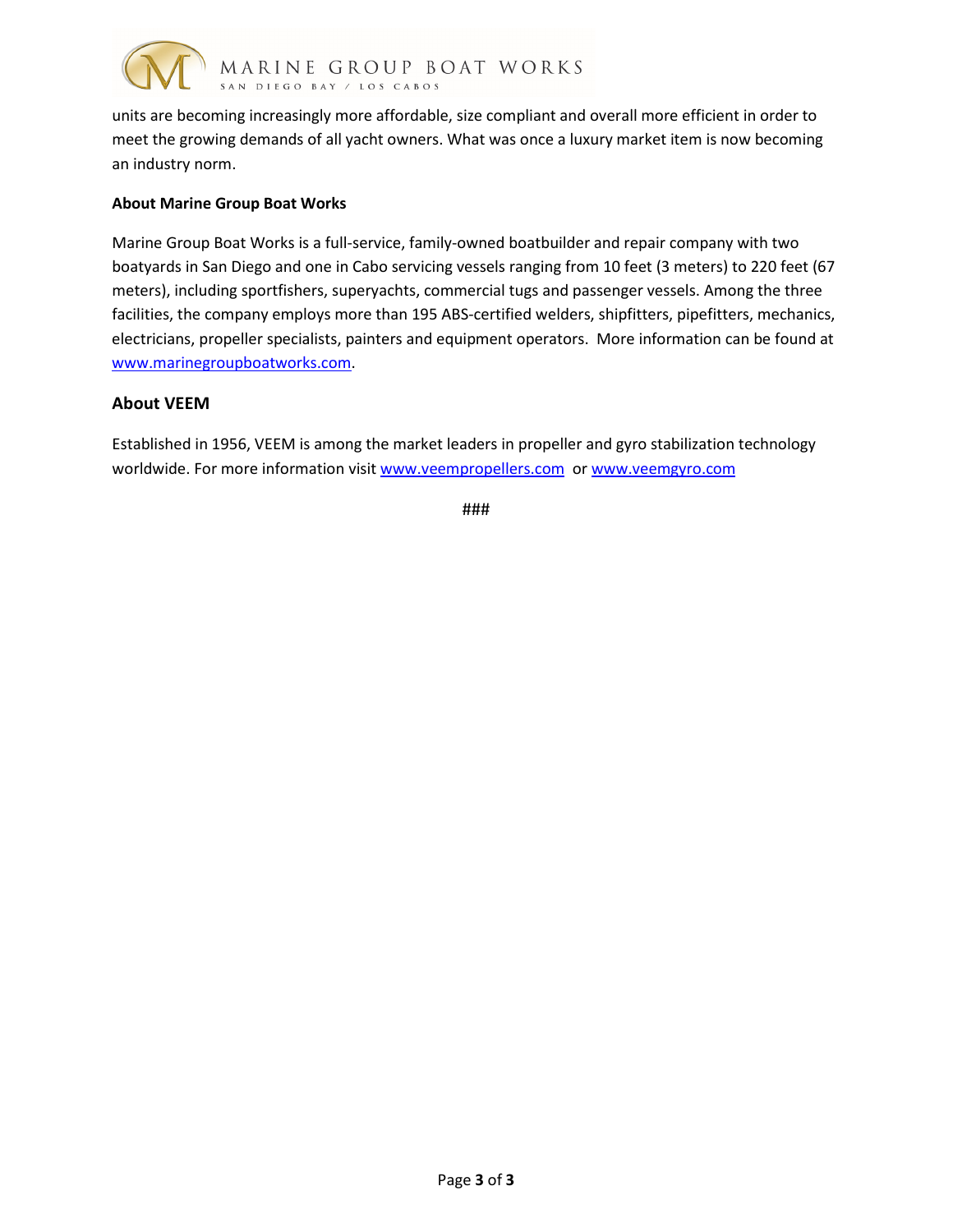units are becoming increasingly more affordable, size compliant and overall more efficient in order to meet the growing demands of all yacht owners. What was once a luxury market item is now becoming an industry norm.

**About Marine Group Boat Works**

Marine Group Boat Works is a full-service, family-owned boatbuilder and repair company with two boatyards in San Diego and one in Cabo servicing vessels ranging from 10 feet (3 meters) to 220 feet (67 meters), including sportfishers, superyachts, commercial tugs and passenger vessels. Among the three facilities, the company employs more than 195 ABS-certified welders, shipfitters, pipefitters, mechanics, electricians, propeller specialists, painters and equipment operators. More information can be found at www.marinegroupboatworks.com.

## About VEEM

Established in 1956, VEEM is among the market leaders in propeller and gyro stabilization technology worldwide. For more information visit www.veempropellers.com or www.veemgyro.com

###